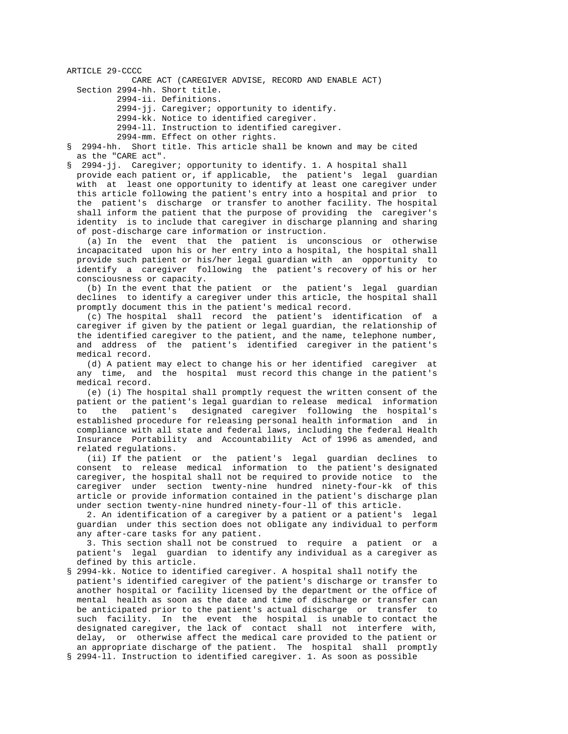ARTICLE 29-CCCC

CARE ACT (CAREGIVER ADVISE, RECORD AND ENABLE ACT)

Section 2994-hh. Short title.
2994-ii. Definitions.
2994-jj. Caregiver; opportunity to identify.
2994-kk. Notice to identified caregiver.
2994-ll. Instruction to identified caregiver.
2994-mm. Effect on other rights.

§ 2994-hh. Short title. This article shall be known and may be cited as the "CARE act".

§ 2994-jj. Caregiver; opportunity to identify. 1. A hospital shall provide each patient or, if applicable, the patient's legal guardian with at least one opportunity to identify at least one caregiver under this article following the patient's entry into a hospital and prior to the patient's discharge or transfer to another facility. The hospital shall inform the patient that the purpose of providing the caregiver's identity is to include that caregiver in discharge planning and sharing of post-discharge care information or instruction.

(a) In the event that the patient is unconscious or otherwise incapacitated upon his or her entry into a hospital, the hospital shall provide such patient or his/her legal guardian with an opportunity to identify a caregiver following the patient's recovery of his or her consciousness or capacity.

(b) In the event that the patient or the patient's legal guardian declines to identify a caregiver under this article, the hospital shall promptly document this in the patient's medical record.

(c) The hospital shall record the patient's identification of a caregiver if given by the patient or legal guardian, the relationship of the identified caregiver to the patient, and the name, telephone number, and address of the patient's identified caregiver in the patient's medical record.

(d) A patient may elect to change his or her identified caregiver at any time, and the hospital must record this change in the patient's medical record.

(e) (i) The hospital shall promptly request the written consent of the patient or the patient's legal guardian to release medical information to the patient's designated caregiver following the hospital's established procedure for releasing personal health information and in compliance with all state and federal laws, including the federal Health Insurance Portability and Accountability Act of 1996 as amended, and related regulations.

(ii) If the patient or the patient's legal guardian declines to consent to release medical information to the patient's designated caregiver, the hospital shall not be required to provide notice to the caregiver under section twenty-nine hundred ninety-four-kk of this article or provide information contained in the patient's discharge plan under section twenty-nine hundred ninety-four-ll of this article.

2. An identification of a caregiver by a patient or a patient's legal guardian under this section does not obligate any individual to perform any after-care tasks for any patient.

3. This section shall not be construed to require a patient or a patient's legal guardian to identify any individual as a caregiver as defined by this article.

§ 2994-kk. Notice to identified caregiver. A hospital shall notify the patient's identified caregiver of the patient's discharge or transfer to another hospital or facility licensed by the department or the office of mental health as soon as the date and time of discharge or transfer can be anticipated prior to the patient's actual discharge or transfer to such facility. In the event the hospital is unable to contact the designated caregiver, the lack of contact shall not interfere with, delay, or otherwise affect the medical care provided to the patient or an appropriate discharge of the patient. The hospital shall promptly

§ 2994-ll. Instruction to identified caregiver. 1. As soon as possible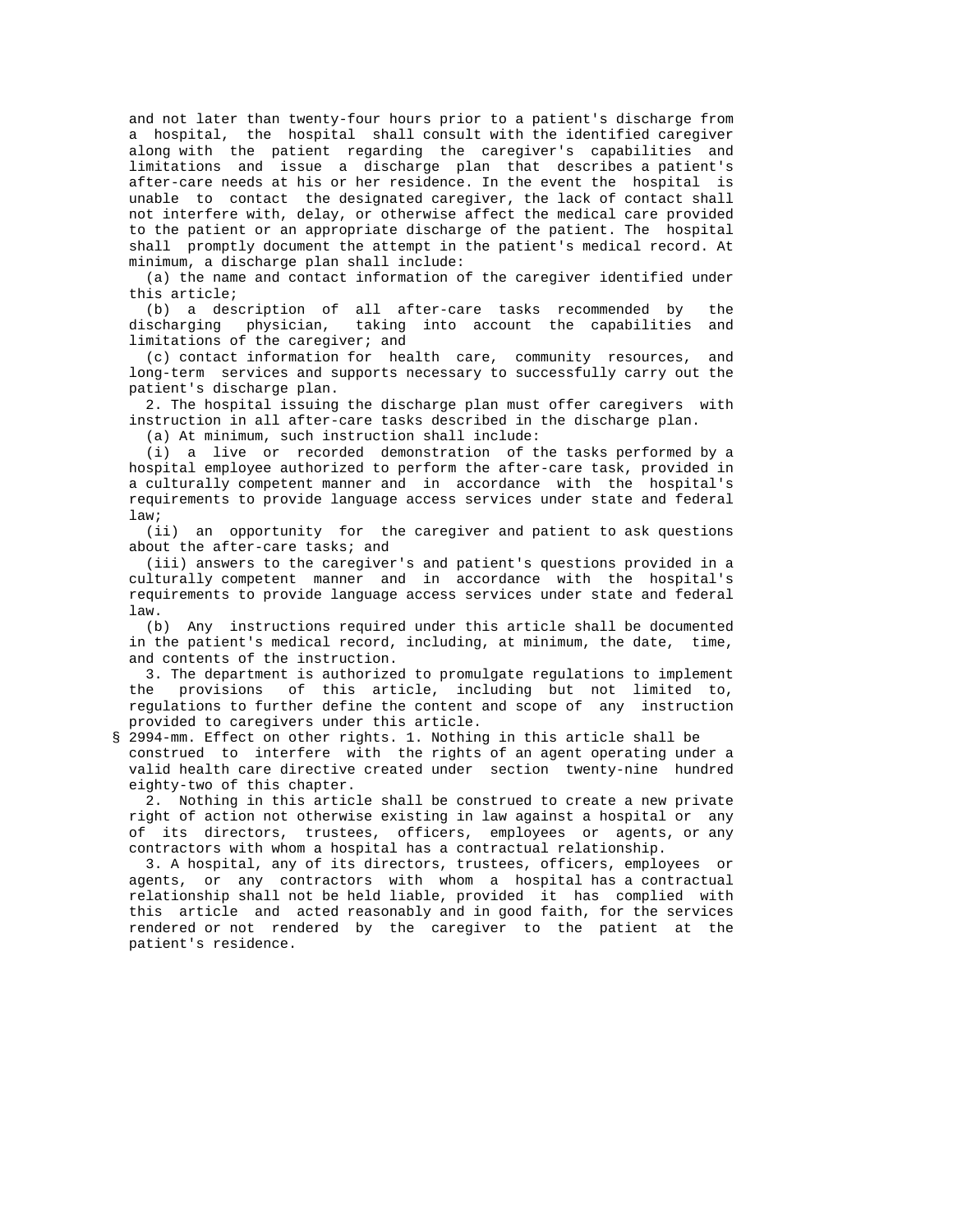and not later than twenty-four hours prior to a patient's discharge from a hospital, the hospital shall consult with the identified caregiver along with the patient regarding the caregiver's capabilities and limitations and issue a discharge plan that describes a patient's after-care needs at his or her residence. In the event the hospital is unable to contact the designated caregiver, the lack of contact shall not interfere with, delay, or otherwise affect the medical care provided to the patient or an appropriate discharge of the patient. The hospital shall promptly document the attempt in the patient's medical record. At minimum, a discharge plan shall include:

(a) the name and contact information of the caregiver identified under this article;

(b) a description of all after-care tasks recommended by the discharging physician, taking into account the capabilities and limitations of the caregiver; and

(c) contact information for health care, community resources, and long-term services and supports necessary to successfully carry out the patient's discharge plan.

2. The hospital issuing the discharge plan must offer caregivers with instruction in all after-care tasks described in the discharge plan.

(a) At minimum, such instruction shall include:

(i) a live or recorded demonstration of the tasks performed by a hospital employee authorized to perform the after-care task, provided in a culturally competent manner and in accordance with the hospital's requirements to provide language access services under state and federal law;

(ii) an opportunity for the caregiver and patient to ask questions about the after-care tasks; and

(iii) answers to the caregiver's and patient's questions provided in a culturally competent manner and in accordance with the hospital's requirements to provide language access services under state and federal law.

(b) Any instructions required under this article shall be documented in the patient's medical record, including, at minimum, the date, time, and contents of the instruction.

3. The department is authorized to promulgate regulations to implement the provisions of this article, including but not limited to, regulations to further define the content and scope of any instruction provided to caregivers under this article.

§ 2994-mm. Effect on other rights. 1. Nothing in this article shall be construed to interfere with the rights of an agent operating under a valid health care directive created under section twenty-nine hundred eighty-two of this chapter.

2. Nothing in this article shall be construed to create a new private right of action not otherwise existing in law against a hospital or any of its directors, trustees, officers, employees or agents, or any contractors with whom a hospital has a contractual relationship.

3. A hospital, any of its directors, trustees, officers, employees or agents, or any contractors with whom a hospital has a contractual relationship shall not be held liable, provided it has complied with this article and acted reasonably and in good faith, for the services rendered or not rendered by the caregiver to the patient at the patient's residence.